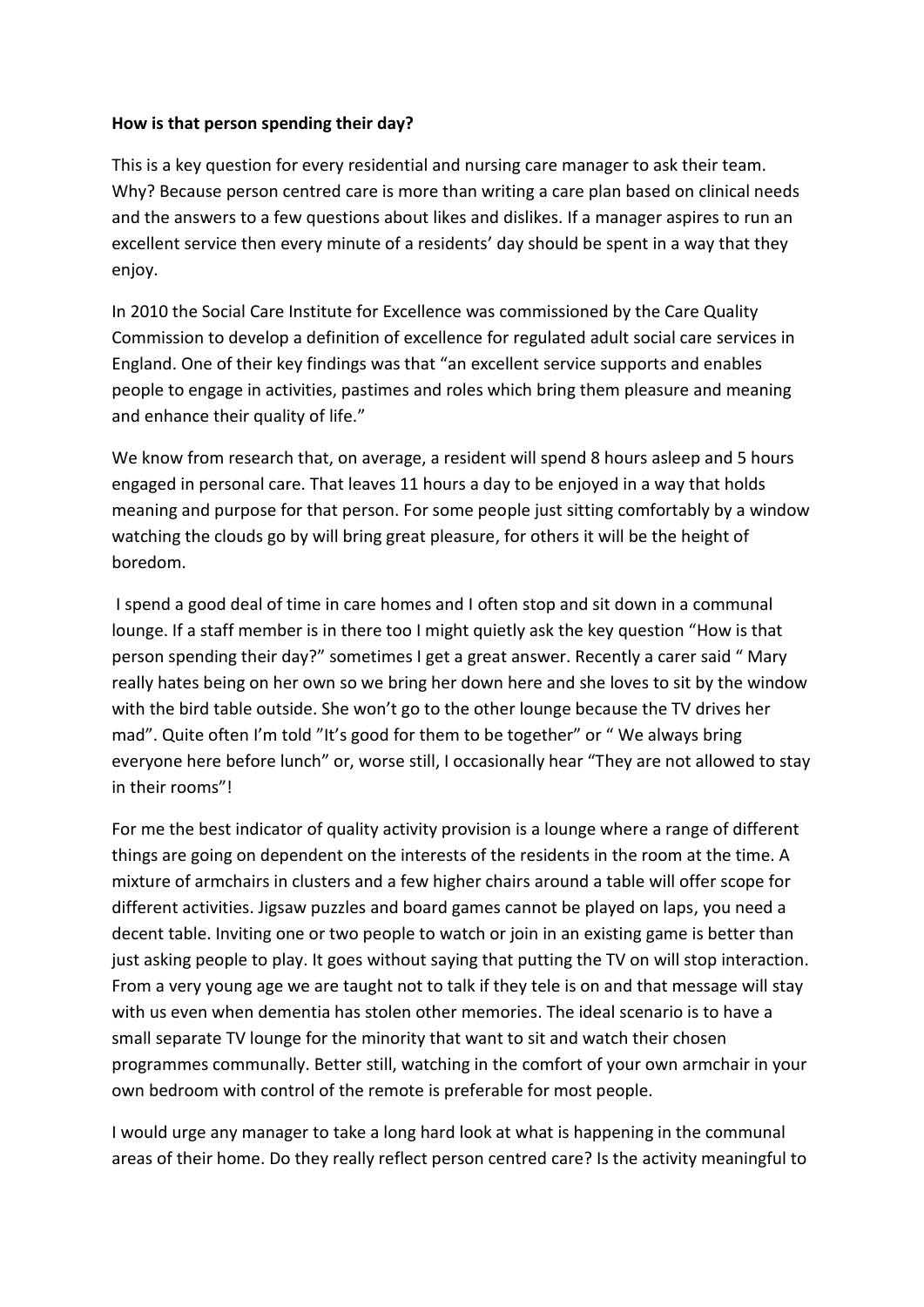**How is that person spending their day?**

This is a key question for every residential and nursing care manager to ask their team. Why? Because person centred care is more than writing a care plan based on clinical needs and the answers to a few questions about likes and dislikes. If a manager aspires to run an excellent service then every minute of a residents' day should be spent in a way that they enjoy.

In 2010 the Social Care Institute for Excellence was commissioned by the Care Quality Commission to develop a definition of excellence for regulated adult social care services in England. One of their key findings was that "an excellent service supports and enables people to engage in activities, pastimes and roles which bring them pleasure and meaning and enhance their quality of life."

We know from research that, on average, a resident will spend 8 hours asleep and 5 hours engaged in personal care. That leaves 11 hours a day to be enjoyed in a way that holds meaning and purpose for that person. For some people just sitting comfortably by a window watching the clouds go by will bring great pleasure, for others it will be the height of boredom.

I spend a good deal of time in care homes and I often stop and sit down in a communal lounge. If a staff member is in there too I might quietly ask the key question "How is that person spending their day?" sometimes I get a great answer. Recently a carer said " Mary really hates being on her own so we bring her down here and she loves to sit by the window with the bird table outside. She won't go to the other lounge because the TV drives her mad". Quite often I'm told "It's good for them to be together" or " We always bring everyone here before lunch" or, worse still, I occasionally hear "They are not allowed to stay in their rooms"!

For me the best indicator of quality activity provision is a lounge where a range of different things are going on dependent on the interests of the residents in the room at the time. A mixture of armchairs in clusters and a few higher chairs around a table will offer scope for different activities. Jigsaw puzzles and board games cannot be played on laps, you need a decent table. Inviting one or two people to watch or join in an existing game is better than just asking people to play. It goes without saying that putting the TV on will stop interaction. From a very young age we are taught not to talk if they tele is on and that message will stay with us even when dementia has stolen other memories. The ideal scenario is to have a small separate TV lounge for the minority that want to sit and watch their chosen programmes communally. Better still, watching in the comfort of your own armchair in your own bedroom with control of the remote is preferable for most people.

I would urge any manager to take a long hard look at what is happening in the communal areas of their home. Do they really reflect person centred care? Is the activity meaningful to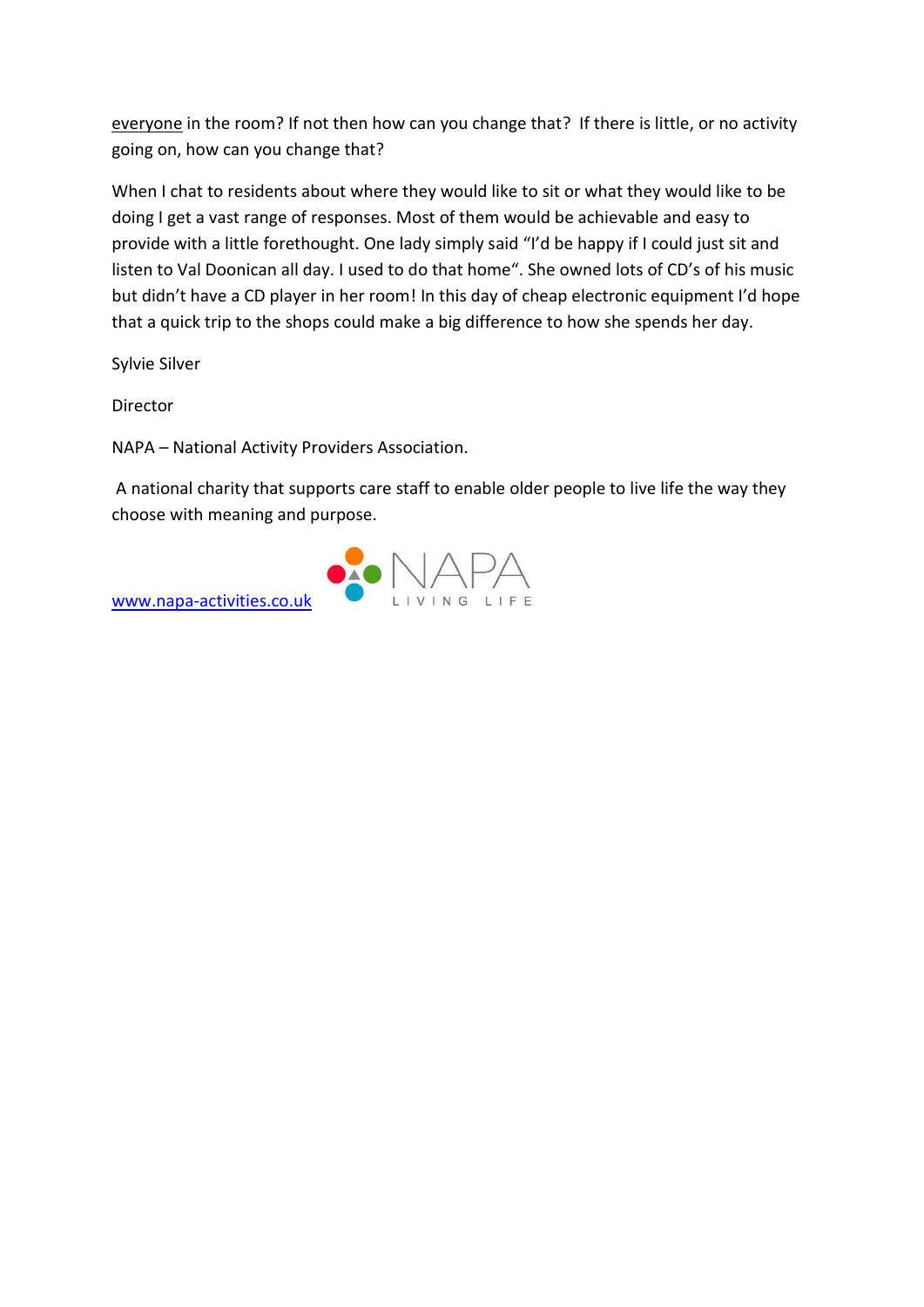<u>everyone</u> in the room? If not then how can you change that? If there is little, or no activity going on, how can you change that?

When I chat to residents about where they would like to sit or what they would like to be doing I get a vast range of responses. Most of them would be achievable and easy to provide with a little forethought. One lady simply said "I'd be happy if I could just sit and listen to Val Doonican all day. I used to do that home". She owned lots of CD's of his music but didn't have a CD player in her room! In this day of cheap electronic equipment I'd hope that a quick trip to the shops could make a big difference to how she spends her day.

Sylvie Silver

Director

NAPA – National Activity Providers Association.

A national charity that supports care staff to enable older people to live life the way they choose with meaning and purpose.

[www.napa-activities.co.uk](http://www.napa-activities.co.uk)

NAPA LIVING LIFE